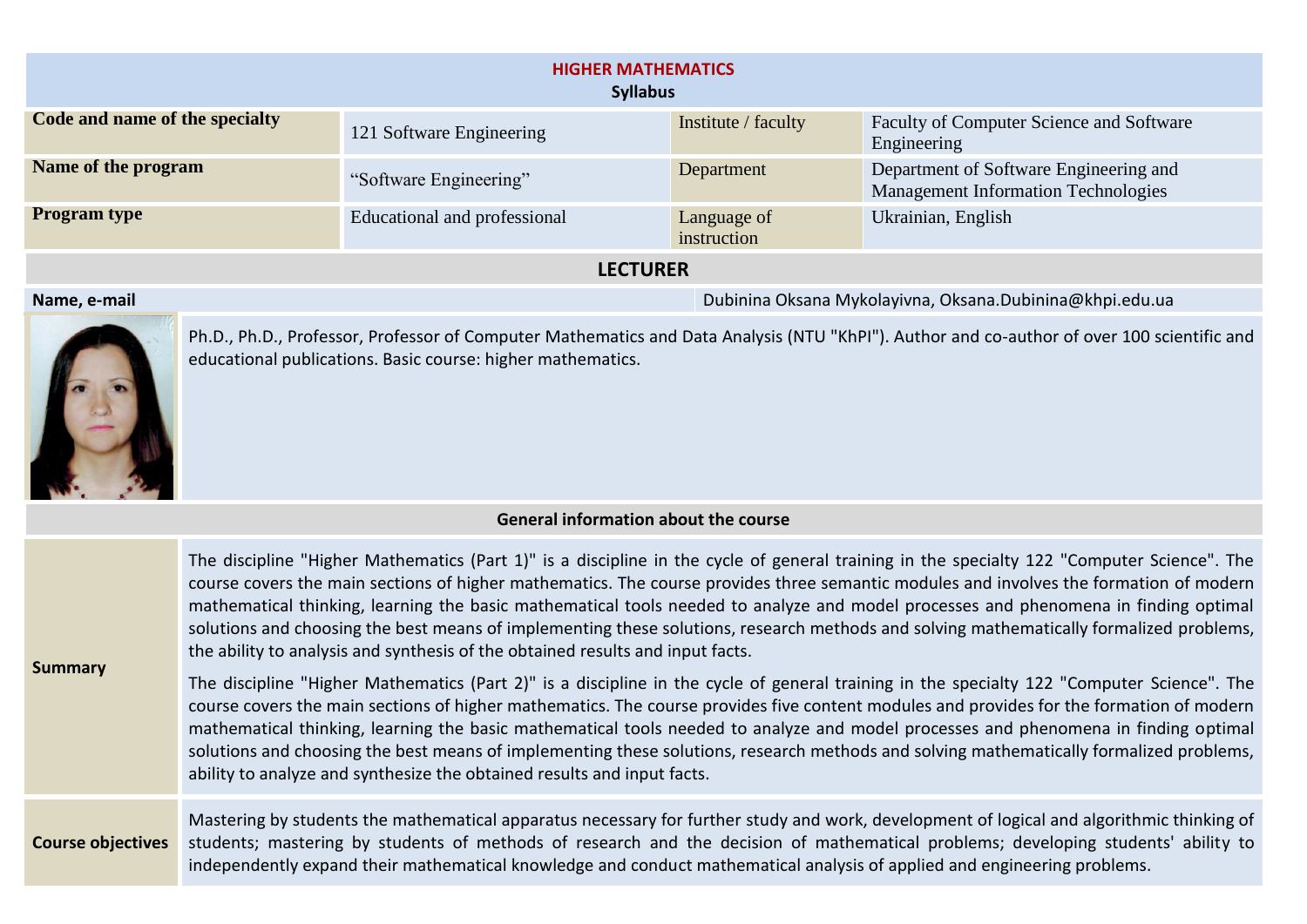# HIGHER MATHEMATICS

**Syllabus**

| Code and name of the specialty | 121 Software Engineering | Institute / faculty | Faculty of Computer Science and Software Engineering |
|---|---|---|---|
| **Name of the program** | "Software Engineering" | Department | Department of Software Engineering and Management Information Technologies |
| **Program type** | Educational and professional | Language of instruction | Ukrainian, English |

## LECTURER

| Name, e-mail | Dubinina Oksana Mykolayivna, Oksana.Dubinina@khpi.edu.ua |
|---|---|

Ph.D., Ph.D., Professor, Professor of Computer Mathematics and Data Analysis (NTU "KhPI"). Author and co-author of over 100 scientific and educational publications. Basic course: higher mathematics.

## General information about the course

**Summary**

The discipline "Higher Mathematics (Part 1)" is a discipline in the cycle of general training in the specialty 122 "Computer Science". The course covers the main sections of higher mathematics. The course provides three semantic modules and involves the formation of modern mathematical thinking, learning the basic mathematical tools needed to analyze and model processes and phenomena in finding optimal solutions and choosing the best means of implementing these solutions, research methods and solving mathematically formalized problems, the ability to analysis and synthesis of the obtained results and input facts.

The discipline "Higher Mathematics (Part 2)" is a discipline in the cycle of general training in the specialty 122 "Computer Science". The course covers the main sections of higher mathematics. The course provides five content modules and provides for the formation of modern mathematical thinking, learning the basic mathematical tools needed to analyze and model processes and phenomena in finding optimal solutions and choosing the best means of implementing these solutions, research methods and solving mathematically formalized problems, ability to analyze and synthesize the obtained results and input facts.

**Course objectives**

Mastering by students the mathematical apparatus necessary for further study and work, development of logical and algorithmic thinking of students; mastering by students of methods of research and the decision of mathematical problems; developing students' ability to independently expand their mathematical knowledge and conduct mathematical analysis of applied and engineering problems.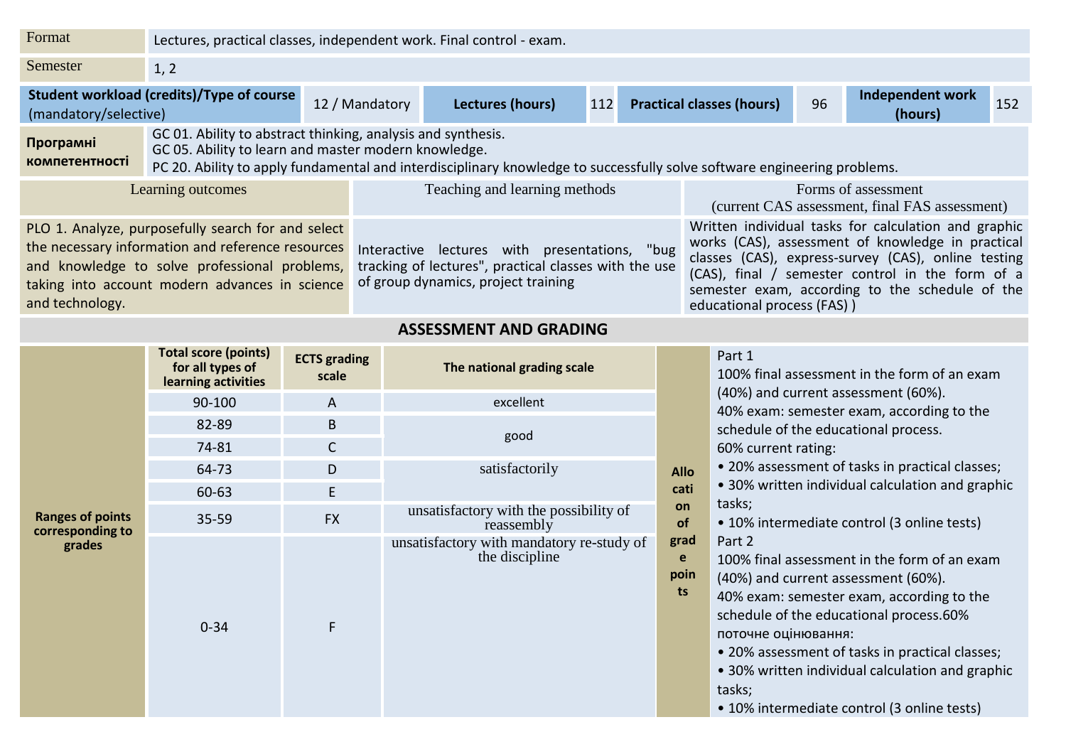| Format | Lectures, practical classes, independent work. Final control - exam. |
|---|---|
| Semester | 1, 2 |

| **Student workload (credits)/Type of course** (mandatory/selective) | 12 / Mandatory | **Lectures (hours)** | 112 | **Practical classes (hours)** | 96 | **Independent work (hours)** | 152 |
|---|---|---|---|---|---|---|---|

| **Програмні компетентності** | GC 01. Ability to abstract thinking, analysis and synthesis.<br>GC 05. Ability to learn and master modern knowledge.<br>PC 20. Ability to apply fundamental and interdisciplinary knowledge to successfully solve software engineering problems. |
|---|---|

| Learning outcomes | Teaching and learning methods | Forms of assessment (current CAS assessment, final FAS assessment) |
|---|---|---|
| PLO 1. Analyze, purposefully search for and select the necessary information and reference resources and knowledge to solve professional problems, taking into account modern advances in science and technology. | Interactive lectures with presentations, "bug tracking of lectures", practical classes with the use of group dynamics, project training | Written individual tasks for calculation and graphic works (CAS), assessment of knowledge in practical classes (CAS), express-survey (CAS), online testing (CAS), final / semester control in the form of a semester exam, according to the schedule of the educational process (FAS) ) |

## ASSESSMENT AND GRADING

| Ranges of points corresponding to grades | Total score (points) for all types of learning activities | ECTS grading scale | The national grading scale |
|---|---|---|---|
| | 90-100 | A | excellent |
| | 82-89 | B | good |
| | 74-81 | C | |
| | 64-73 | D | satisfactorily |
| | 60-63 | E | |
| | 35-59 | FX | unsatisfactory with the possibility of reassembly |
| | 0-34 | F | unsatisfactory with mandatory re-study of the discipline |

**Allocation of grade points**

Part 1
100% final assessment in the form of an exam (40%) and current assessment (60%).
40% exam: semester exam, according to the schedule of the educational process.
60% current rating:
- 20% assessment of tasks in practical classes;
- 30% written individual calculation and graphic tasks;
- 10% intermediate control (3 online tests)

Part 2
100% final assessment in the form of an exam (40%) and current assessment (60%).
40% exam: semester exam, according to the schedule of the educational process.60% поточне оцінювання:
- 20% assessment of tasks in practical classes;
- 30% written individual calculation and graphic tasks;
- 10% intermediate control (3 online tests)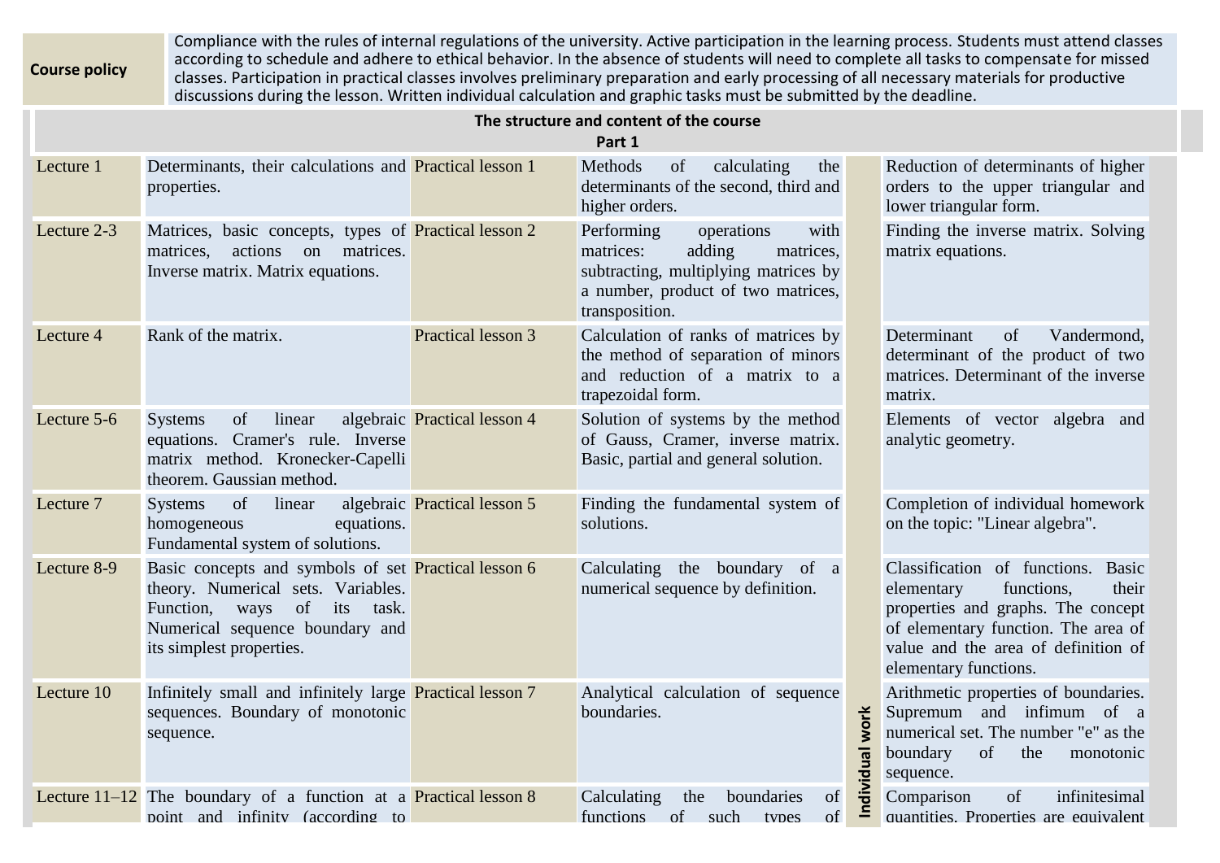| Course policy | Compliance with the rules of internal regulations of the university. Active participation in the learning process. Students must attend classes according to schedule and adhere to ethical behavior. In the absence of students will need to complete all tasks to compensate for missed classes. Participation in practical classes involves preliminary preparation and early processing of all necessary materials for productive discussions during the lesson. Written individual calculation and graphic tasks must be submitted by the deadline. |
|---|---|

**The structure and content of the course**
**Part 1**

| | | | | | |
|---|---|---|---|---|---|
| Lecture 1 | Determinants, their calculations and properties. | Practical lesson 1 | Methods of calculating the determinants of the second, third and higher orders. | Individual work | Reduction of determinants of higher orders to the upper triangular and lower triangular form. |
| Lecture 2-3 | Matrices, basic concepts, types of matrices, actions on matrices. Inverse matrix. Matrix equations. | Practical lesson 2 | Performing operations with matrices: adding matrices, subtracting, multiplying matrices by a number, product of two matrices, transposition. | | Finding the inverse matrix. Solving matrix equations. |
| Lecture 4 | Rank of the matrix. | Practical lesson 3 | Calculation of ranks of matrices by the method of separation of minors and reduction of a matrix to a trapezoidal form. | | Determinant of Vandermond, determinant of the product of two matrices. Determinant of the inverse matrix. |
| Lecture 5-6 | Systems of linear algebraic equations. Cramer's rule. Inverse matrix method. Kronecker-Capelli theorem. Gaussian method. | Practical lesson 4 | Solution of systems by the method of Gauss, Cramer, inverse matrix. Basic, partial and general solution. | | Elements of vector algebra and analytic geometry. |
| Lecture 7 | Systems of linear algebraic homogeneous equations. Fundamental system of solutions. | Practical lesson 5 | Finding the fundamental system of solutions. | | Completion of individual homework on the topic: "Linear algebra". |
| Lecture 8-9 | Basic concepts and symbols of set theory. Numerical sets. Variables. Function, ways of its task. Numerical sequence boundary and its simplest properties. | Practical lesson 6 | Calculating the boundary of a numerical sequence by definition. | | Classification of functions. Basic elementary functions, their properties and graphs. The concept of elementary function. The area of value and the area of definition of elementary functions. |
| Lecture 10 | Infinitely small and infinitely large sequences. Boundary of monotonic sequence. | Practical lesson 7 | Analytical calculation of sequence boundaries. | | Arithmetic properties of boundaries. Supremum and infimum of a numerical set. The number "e" as the boundary of the monotonic sequence. |
| Lecture 11–12 | The boundary of a function at a point and infinity (according to | Practical lesson 8 | Calculating the boundaries of functions of such types of | | Comparison of infinitesimal quantities. Properties are equivalent |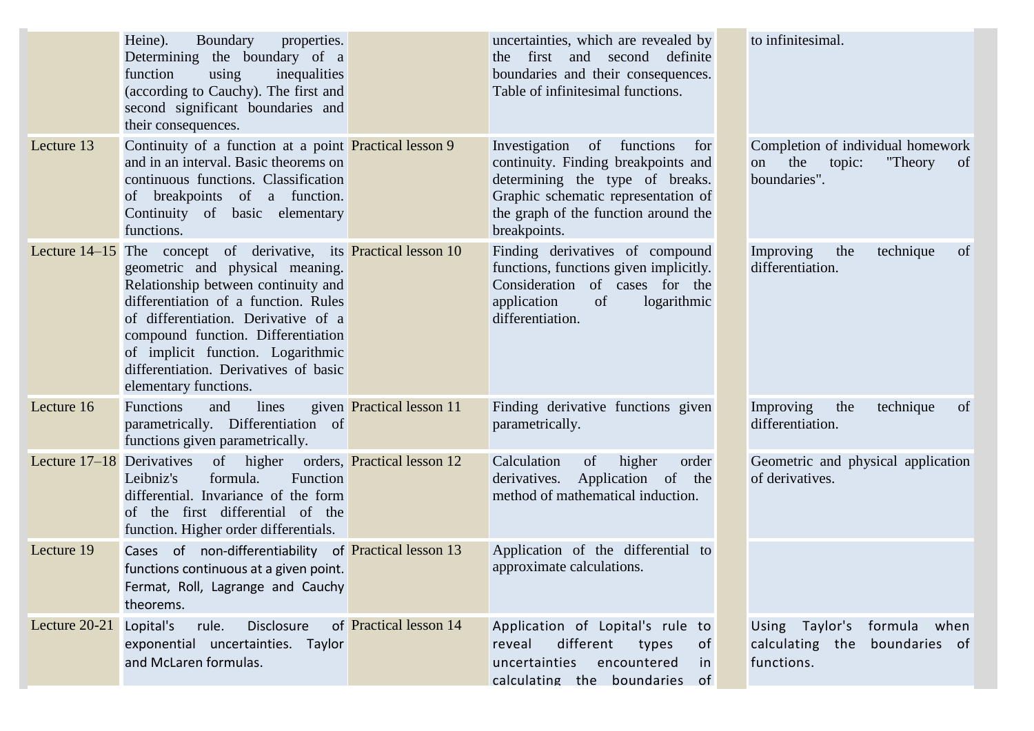| | | | | | |
|---|---|---|---|---|---|
| | Heine). Boundary properties. Determining the boundary of a function using inequalities (according to Cauchy). The first and second significant boundaries and their consequences. | | uncertainties, which are revealed by the first and second definite boundaries and their consequences. Table of infinitesimal functions. | | to infinitesimal. |
| Lecture 13 | Continuity of a function at a point and in an interval. Basic theorems on continuous functions. Classification of breakpoints of a function. Continuity of basic elementary functions. | Practical lesson 9 | Investigation of functions for continuity. Finding breakpoints and determining the type of breaks. Graphic schematic representation of the graph of the function around the breakpoints. | | Completion of individual homework on the topic: "Theory of boundaries". |
| Lecture 14–15 | The concept of derivative, its geometric and physical meaning. Relationship between continuity and differentiation of a function. Rules of differentiation. Derivative of a compound function. Differentiation of implicit function. Logarithmic differentiation. Derivatives of basic elementary functions. | Practical lesson 10 | Finding derivatives of compound functions, functions given implicitly. Consideration of cases for the application of logarithmic differentiation. | | Improving the technique of differentiation. |
| Lecture 16 | Functions and lines given parametrically. Differentiation of functions given parametrically. | Practical lesson 11 | Finding derivative functions given parametrically. | | Improving the technique of differentiation. |
| Lecture 17–18 | Derivatives of higher orders, Leibniz's formula. Function differential. Invariance of the form of the first differential of the function. Higher order differentials. | Practical lesson 12 | Calculation of higher order derivatives. Application of the method of mathematical induction. | | Geometric and physical application of derivatives. |
| Lecture 19 | Cases of non-differentiability of functions continuous at a given point. Fermat, Roll, Lagrange and Cauchy theorems. | Practical lesson 13 | Application of the differential to approximate calculations. | | |
| Lecture 20-21 | Lopital's rule. Disclosure of exponential uncertainties. Taylor and McLaren formulas. | Practical lesson 14 | Application of Lopital's rule to reveal different types of uncertainties encountered in calculating the boundaries of | | Using Taylor's formula when calculating the boundaries of functions. |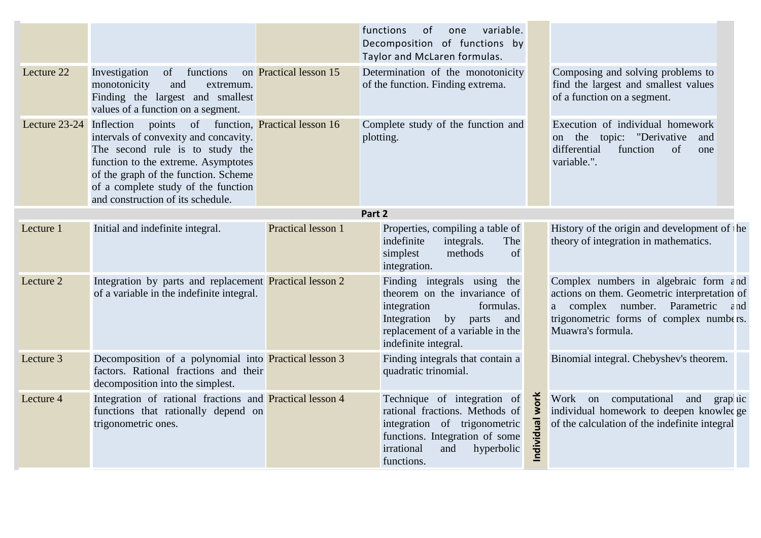| | | | | | |
|---|---|---|---|---|---|
| | | | functions of one variable. Decomposition of functions by Taylor and McLaren formulas. | | |
| Lecture 22 | Investigation of functions on monotonicity and extremum. Finding the largest and smallest values of a function on a segment. | Practical lesson 15 | Determination of the monotonicity of the function. Finding extrema. | | Composing and solving problems to find the largest and smallest values of a function on a segment. |
| Lecture 23-24 | Inflection points of function, intervals of convexity and concavity. The second rule is to study the function to the extreme. Asymptotes of the graph of the function. Scheme of a complete study of the function and construction of its schedule. | Practical lesson 16 | Complete study of the function and plotting. | | Execution of individual homework on the topic: "Derivative and differential function of one variable.". |
| **Part 2** | | | | | |
| Lecture 1 | Initial and indefinite integral. | Practical lesson 1 | Properties, compiling a table of indefinite integrals. The simplest methods of integration. | Individual work | History of the origin and development of the theory of integration in mathematics. |
| Lecture 2 | Integration by parts and replacement of a variable in the indefinite integral. | Practical lesson 2 | Finding integrals using the theorem on the invariance of integration formulas. Integration by parts and replacement of a variable in the indefinite integral. | | Complex numbers in algebraic form and actions on them. Geometric interpretation of a complex number. Parametric and trigonometric forms of complex numbers. Muawra's formula. |
| Lecture 3 | Decomposition of a polynomial into factors. Rational fractions and their decomposition into the simplest. | Practical lesson 3 | Finding integrals that contain a quadratic trinomial. | | Binomial integral. Chebyshev's theorem. |
| Lecture 4 | Integration of rational fractions and functions that rationally depend on trigonometric ones. | Practical lesson 4 | Technique of integration of rational fractions. Methods of integration of trigonometric functions. Integration of some irrational and hyperbolic functions. | | Work on computational and graphic individual homework to deepen knowledge of the calculation of the indefinite integral |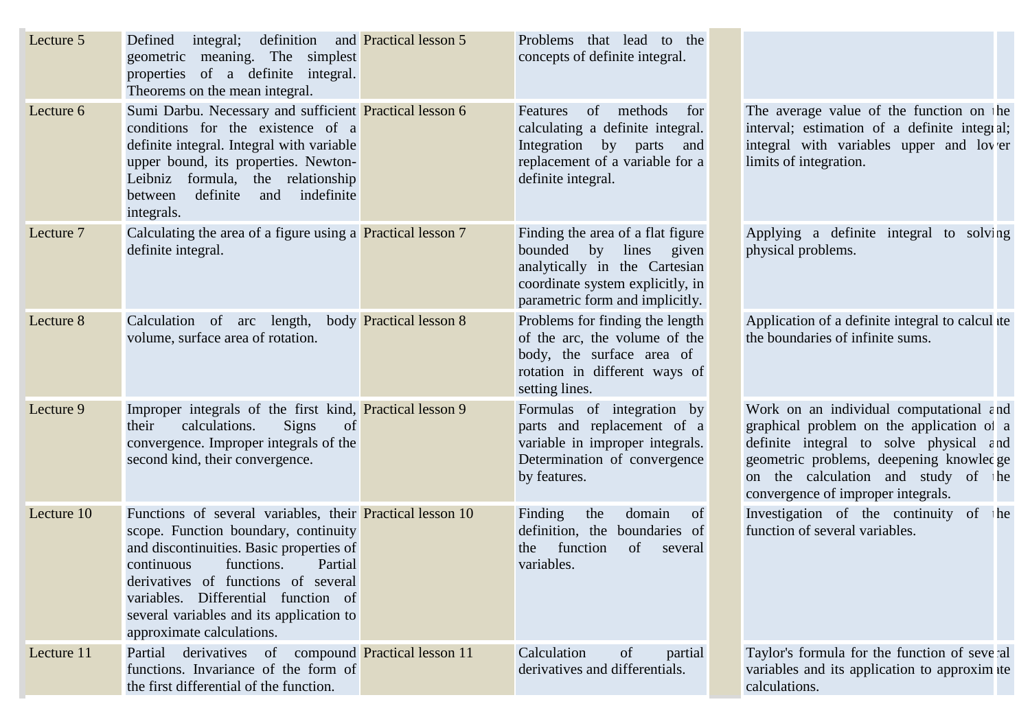| Lecture 5 | Defined integral; definition and geometric meaning. The simplest properties of a definite integral. Theorems on the mean integral. | Practical lesson 5 | Problems that lead to the concepts of definite integral. | | | |
|---|---|---|---|---|---|---|
| Lecture 6 | Sumi Darbu. Necessary and sufficient conditions for the existence of a definite integral. Integral with variable upper bound, its properties. Newton-Leibniz formula, the relationship between definite and indefinite integrals. | Practical lesson 6 | Features of methods for calculating a definite integral. Integration by parts and replacement of a variable for a definite integral. | | The average value of the function on the interval; estimation of a definite integral; integral with variables upper and lower limits of integration. | |
| Lecture 7 | Calculating the area of a figure using a definite integral. | Practical lesson 7 | Finding the area of a flat figure bounded by lines given analytically in the Cartesian coordinate system explicitly, in parametric form and implicitly. | | Applying a definite integral to solving physical problems. | |
| Lecture 8 | Calculation of arc length, body volume, surface area of rotation. | Practical lesson 8 | Problems for finding the length of the arc, the volume of the body, the surface area of rotation in different ways of setting lines. | | Application of a definite integral to calculate the boundaries of infinite sums. | |
| Lecture 9 | Improper integrals of the first kind, their calculations. Signs of convergence. Improper integrals of the second kind, their convergence. | Practical lesson 9 | Formulas of integration by parts and replacement of a variable in improper integrals. Determination of convergence by features. | | Work on an individual computational and graphical problem on the application of a definite integral to solve physical and geometric problems, deepening knowledge on the calculation and study of the convergence of improper integrals. | |
| Lecture 10 | Functions of several variables, their scope. Function boundary, continuity and discontinuities. Basic properties of continuous functions. Partial derivatives of functions of several variables. Differential function of several variables and its application to approximate calculations. | Practical lesson 10 | Finding the domain of definition, the boundaries of the function of several variables. | | Investigation of the continuity of the function of several variables. | |
| Lecture 11 | Partial derivatives of compound functions. Invariance of the form of the first differential of the function. | Practical lesson 11 | Calculation of partial derivatives and differentials. | | Taylor's formula for the function of several variables and its application to approximate calculations. | |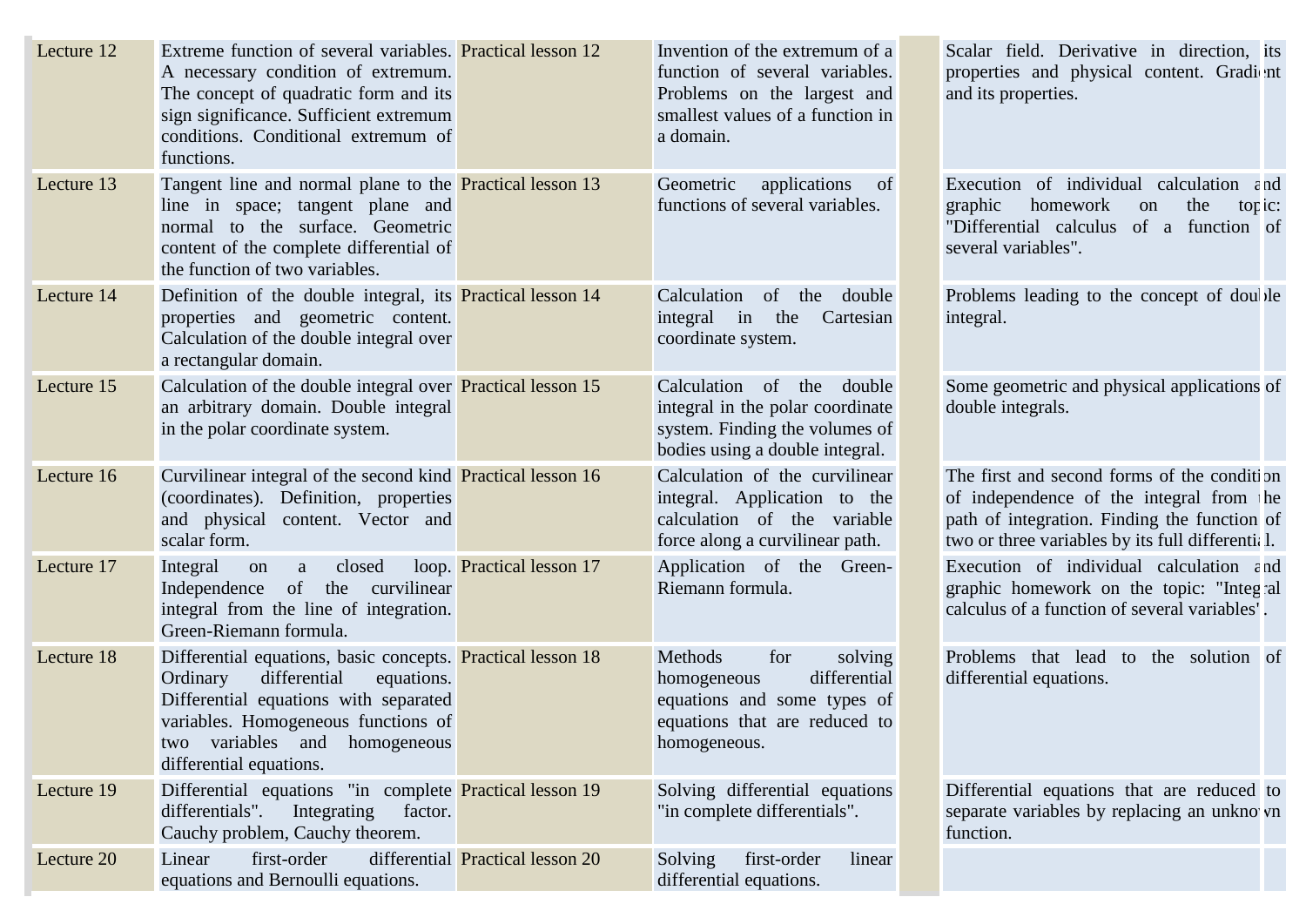| Lecture 12 | Extreme function of several variables. A necessary condition of extremum. The concept of quadratic form and its sign significance. Sufficient extremum conditions. Conditional extremum of functions. | Practical lesson 12 | Invention of the extremum of a function of several variables. Problems on the largest and smallest values of a function in a domain. | | Scalar field. Derivative in direction, its properties and physical content. Gradient and its properties. |
|---|---|---|---|---|---|
| Lecture 13 | Tangent line and normal plane to the line in space; tangent plane and normal to the surface. Geometric content of the complete differential of the function of two variables. | Practical lesson 13 | Geometric applications of functions of several variables. | | Execution of individual calculation and graphic homework on the topic: "Differential calculus of a function of several variables". |
| Lecture 14 | Definition of the double integral, its properties and geometric content. Calculation of the double integral over a rectangular domain. | Practical lesson 14 | Calculation of the double integral in the Cartesian coordinate system. | | Problems leading to the concept of double integral. |
| Lecture 15 | Calculation of the double integral over an arbitrary domain. Double integral in the polar coordinate system. | Practical lesson 15 | Calculation of the double integral in the polar coordinate system. Finding the volumes of bodies using a double integral. | | Some geometric and physical applications of double integrals. |
| Lecture 16 | Curvilinear integral of the second kind (coordinates). Definition, properties and physical content. Vector and scalar form. | Practical lesson 16 | Calculation of the curvilinear integral. Application to the calculation of the variable force along a curvilinear path. | | The first and second forms of the condition of independence of the integral from the path of integration. Finding the function of two or three variables by its full differential. |
| Lecture 17 | Integral on a closed loop. Independence of the curvilinear integral from the line of integration. Green-Riemann formula. | Practical lesson 17 | Application of the Green-Riemann formula. | | Execution of individual calculation and graphic homework on the topic: "Integral calculus of a function of several variables". |
| Lecture 18 | Differential equations, basic concepts. Ordinary differential equations. Differential equations with separated variables. Homogeneous functions of two variables and homogeneous differential equations. | Practical lesson 18 | Methods for solving homogeneous differential equations and some types of equations that are reduced to homogeneous. | | Problems that lead to the solution of differential equations. |
| Lecture 19 | Differential equations "in complete differentials". Integrating factor. Cauchy problem, Cauchy theorem. | Practical lesson 19 | Solving differential equations "in complete differentials". | | Differential equations that are reduced to separate variables by replacing an unknown function. |
| Lecture 20 | Linear first-order differential equations and Bernoulli equations. | Practical lesson 20 | Solving first-order linear differential equations. | | |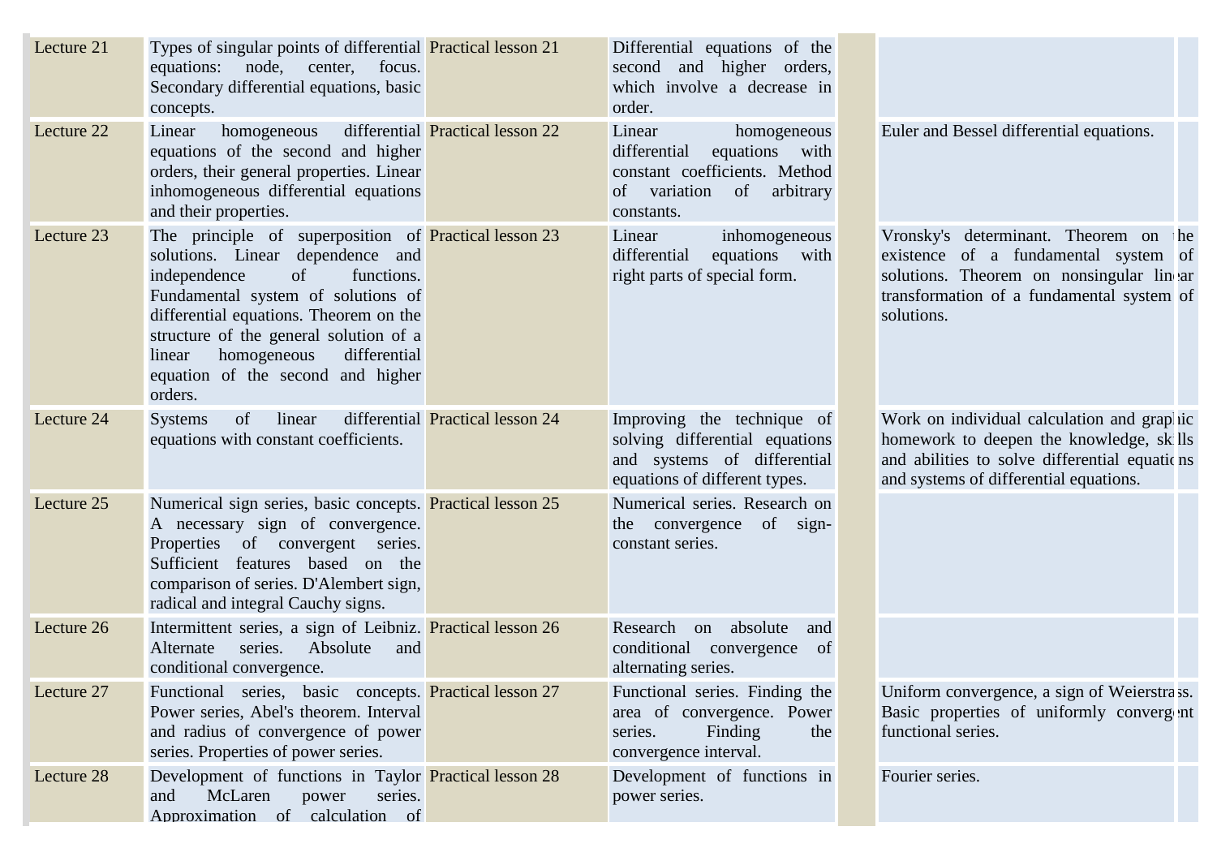| | | | | | | |
|---|---|---|---|---|---|---|
| Lecture 21 | Types of singular points of differential equations: node, center, focus. Secondary differential equations, basic concepts. | Practical lesson 21 | Differential equations of the second and higher orders, which involve a decrease in order. | | | |
| Lecture 22 | Linear homogeneous differential equations of the second and higher orders, their general properties. Linear inhomogeneous differential equations and their properties. | Practical lesson 22 | Linear homogeneous differential equations with constant coefficients. Method of variation of arbitrary constants. | | Euler and Bessel differential equations. | |
| Lecture 23 | The principle of superposition of solutions. Linear dependence and independence of functions. Fundamental system of solutions of differential equations. Theorem on the structure of the general solution of a linear homogeneous differential equation of the second and higher orders. | Practical lesson 23 | Linear inhomogeneous differential equations with right parts of special form. | | Vronsky's determinant. Theorem on the existence of a fundamental system of solutions. Theorem on nonsingular linear transformation of a fundamental system of solutions. | |
| Lecture 24 | Systems of linear differential equations with constant coefficients. | Practical lesson 24 | Improving the technique of solving differential equations and systems of differential equations of different types. | | Work on individual calculation and graphic homework to deepen the knowledge, skills and abilities to solve differential equations and systems of differential equations. | |
| Lecture 25 | Numerical sign series, basic concepts. A necessary sign of convergence. Properties of convergent series. Sufficient features based on the comparison of series. D'Alembert sign, radical and integral Cauchy signs. | Practical lesson 25 | Numerical series. Research on the convergence of sign-constant series. | | | |
| Lecture 26 | Intermittent series, a sign of Leibniz. Alternate series. Absolute and conditional convergence. | Practical lesson 26 | Research on absolute and conditional convergence of alternating series. | | | |
| Lecture 27 | Functional series, basic concepts. Power series, Abel's theorem. Interval and radius of convergence of power series. Properties of power series. | Practical lesson 27 | Functional series. Finding the area of convergence. Power series. Finding the convergence interval. | | Uniform convergence, a sign of Weierstrass. Basic properties of uniformly convergent functional series. | |
| Lecture 28 | Development of functions in Taylor and McLaren power series. Approximation of calculation of | Practical lesson 28 | Development of functions in power series. | | Fourier series. | |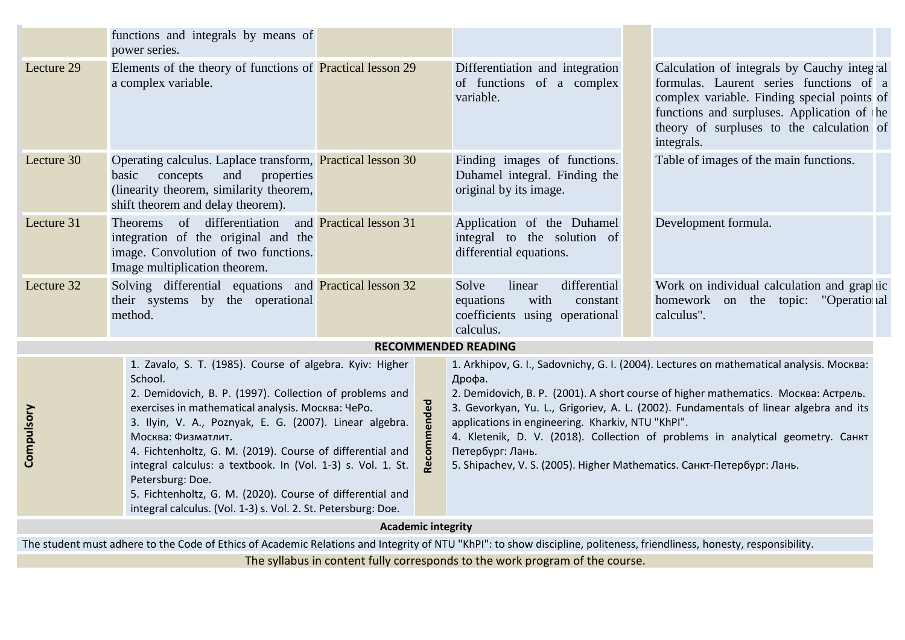| | | | | | |
|---|---|---|---|---|---|
| | functions and integrals by means of power series. | | | | |
| Lecture 29 | Elements of the theory of functions of a complex variable. | Practical lesson 29 | Differentiation and integration of functions of a complex variable. | | Calculation of integrals by Cauchy integral formulas. Laurent series functions of a complex variable. Finding special points of functions and surpluses. Application of the theory of surpluses to the calculation of integrals. |
| Lecture 30 | Operating calculus. Laplace transform, basic concepts and properties (linearity theorem, similarity theorem, shift theorem and delay theorem). | Practical lesson 30 | Finding images of functions. Duhamel integral. Finding the original by its image. | | Table of images of the main functions. |
| Lecture 31 | Theorems of differentiation and integration of the original and the image. Convolution of two functions. Image multiplication theorem. | Practical lesson 31 | Application of the Duhamel integral to the solution of differential equations. | | Development formula. |
| Lecture 32 | Solving differential equations and their systems by the operational method. | Practical lesson 32 | Solve linear differential equations with constant coefficients using operational calculus. | | Work on individual calculation and graphic homework on the topic: "Operational calculus". |

## RECOMMENDED READING

| | | | |
|---|---|---|---|
| **Compulsory** | 1. Zavalo, S. T. (1985). Course of algebra. Kyiv: Higher School.<br>2. Demidovich, B. P. (1997). Collection of problems and exercises in mathematical analysis. Москва: ЧеРо.<br>3. Ilyin, V. A., Poznyak, E. G. (2007). Linear algebra. Москва: Физматлит.<br>4. Fichtenholtz, G. M. (2019). Course of differential and integral calculus: a textbook. In (Vol. 1-3) s. Vol. 1. St. Petersburg: Doe.<br>5. Fichtenholtz, G. M. (2020). Course of differential and integral calculus. (Vol. 1-3) s. Vol. 2. St. Petersburg: Doe. | **Recommended** | 1. Arkhipov, G. I., Sadovnichy, G. I. (2004). Lectures on mathematical analysis. Москва: Дрофа.<br>2. Demidovich, B. P. (2001). A short course of higher mathematics. Москва: Астрель.<br>3. Gevorkyan, Yu. L., Grigoriev, A. L. (2002). Fundamentals of linear algebra and its applications in engineering. Kharkiv, NTU "KhPI".<br>4. Kletenik, D. V. (2018). Collection of problems in analytical geometry. Санкт Петербург: Лань.<br>5. Shipachev, V. S. (2005). Higher Mathematics. Санкт-Петербург: Лань. |

## Academic integrity

The student must adhere to the Code of Ethics of Academic Relations and Integrity of NTU "KhPI": to show discipline, politeness, friendliness, honesty, responsibility.

The syllabus in content fully corresponds to the work program of the course.